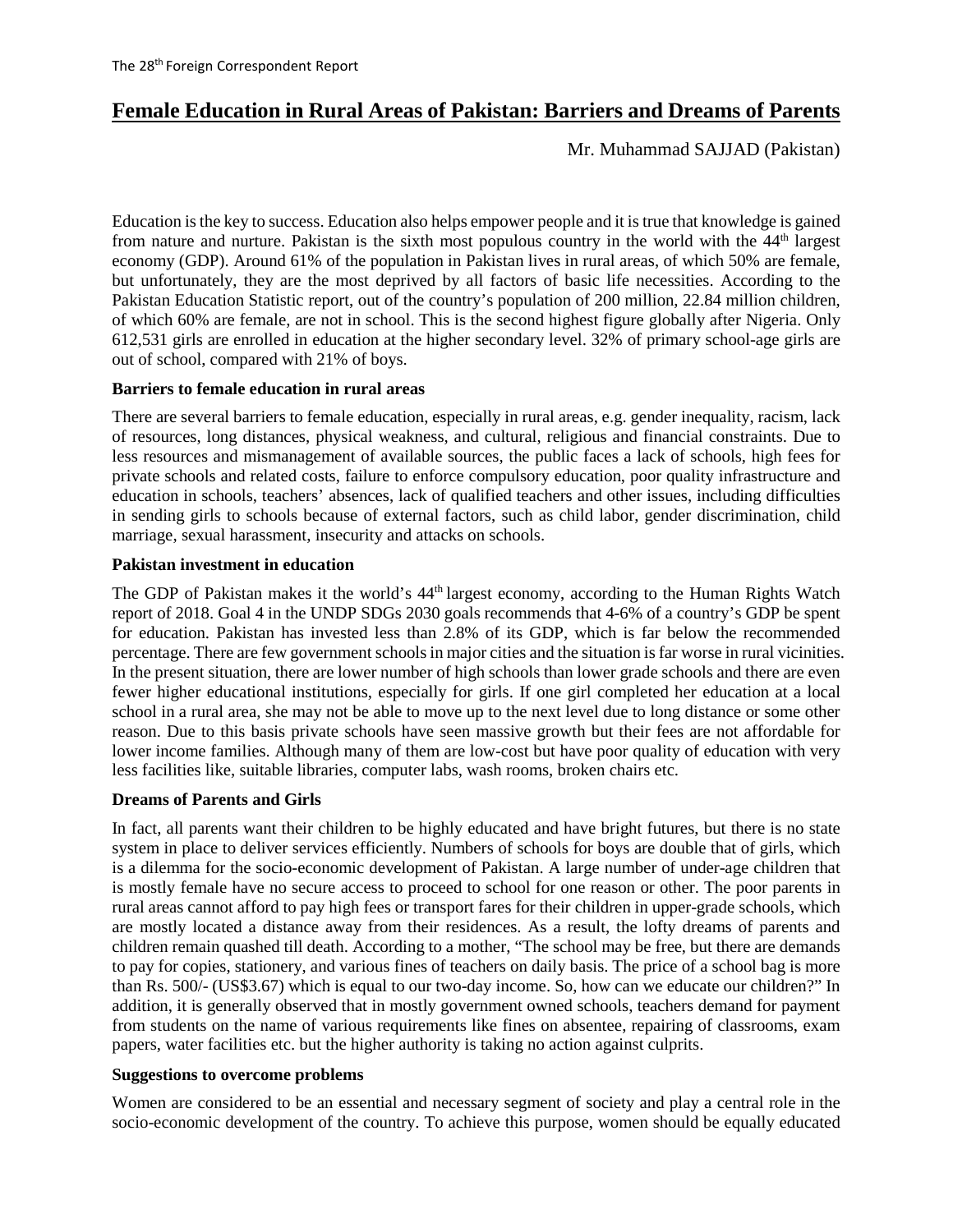# Female Education in Rural Areas of Pakistan: Barriers and Dreams of Parents

Mr. Muhammad SAJJAD (Pakistan)

Education is the key to success. Education also helps empower people and it is true that knowledge is gained from nature and nurture. Pakistan is the sixth most populous country in the world with the 44th largest economy (GDP). Around 61% of the population in Pakistan lives in rural areas, of which 50% are female, but unfortunately, they are the most deprived by all factors of basic life necessities. According to the Pakistan Education Statistic report, out of the country's population of 200 million, 22.84 million children, of which 60% are female, are not in school. This is the second highest figure globally after Nigeria. Only 612,531 girls are enrolled in education at the higher secondary level. 32% of primary school-age girls are out of school, compared with 21% of boys.

### Barriers to female education in rural areas

There are several barriers to female education, especially in rural areas, e.g. gender inequality, racism, lack of resources, long distances, physical weakness, and cultural, religious and financial constraints. Due to less resources and mismanagement of available sources, the public faces a lack of schools, high fees for private schools and related costs, failure to enforce compulsory education, poor quality infrastructure and education in schools, teachers' absences, lack of qualified teachers and other issues, including difficulties in sending girls to schools because of external factors, such as child labor, gender discrimination, child marriage, sexual harassment, insecurity and attacks on schools.

### Pakistan investment in education

The GDP of Pakistan makes it the world's 44th largest economy, according to the Human Rights Watch report of 2018. Goal 4 in the UNDP SDGs 2030 goals recommends that 4-6% of a country's GDP be spent for education. Pakistan has invested less than 2.8% of its GDP, which is far below the recommended percentage. There are few government schools in major cities and the situation is far worse in rural vicinities. In the present situation, there are lower number of high schools than lower grade schools and there are even fewer higher educational institutions, especially for girls. If one girl completed her education at a local school in a rural area, she may not be able to move up to the next level due to long distance or some other reason. Due to this basis private schools have seen massive growth but their fees are not affordable for lower income families. Although many of them are low-cost but have poor quality of education with very less facilities like, suitable libraries, computer labs, wash rooms, broken chairs etc.

### Dreams of Parents and Girls

In fact, all parents want their children to be highly educated and have bright futures, but there is no state system in place to deliver services efficiently. Numbers of schools for boys are double that of girls, which is a dilemma for the socio-economic development of Pakistan. A large number of under-age children that is mostly female have no secure access to proceed to school for one reason or other. The poor parents in rural areas cannot afford to pay high fees or transport fares for their children in upper-grade schools, which are mostly located a distance away from their residences. As a result, the lofty dreams of parents and children remain quashed till death. According to a mother, "The school may be free, but there are demands to pay for copies, stationery, and various fines of teachers on daily basis. The price of a school bag is more than Rs. 500/- (US$3.67) which is equal to our two-day income. So, how can we educate our children?" In addition, it is generally observed that in mostly government owned schools, teachers demand for payment from students on the name of various requirements like fines on absentee, repairing of classrooms, exam papers, water facilities etc. but the higher authority is taking no action against culprits.

### Suggestions to overcome problems

Women are considered to be an essential and necessary segment of society and play a central role in the socio-economic development of the country. To achieve this purpose, women should be equally educated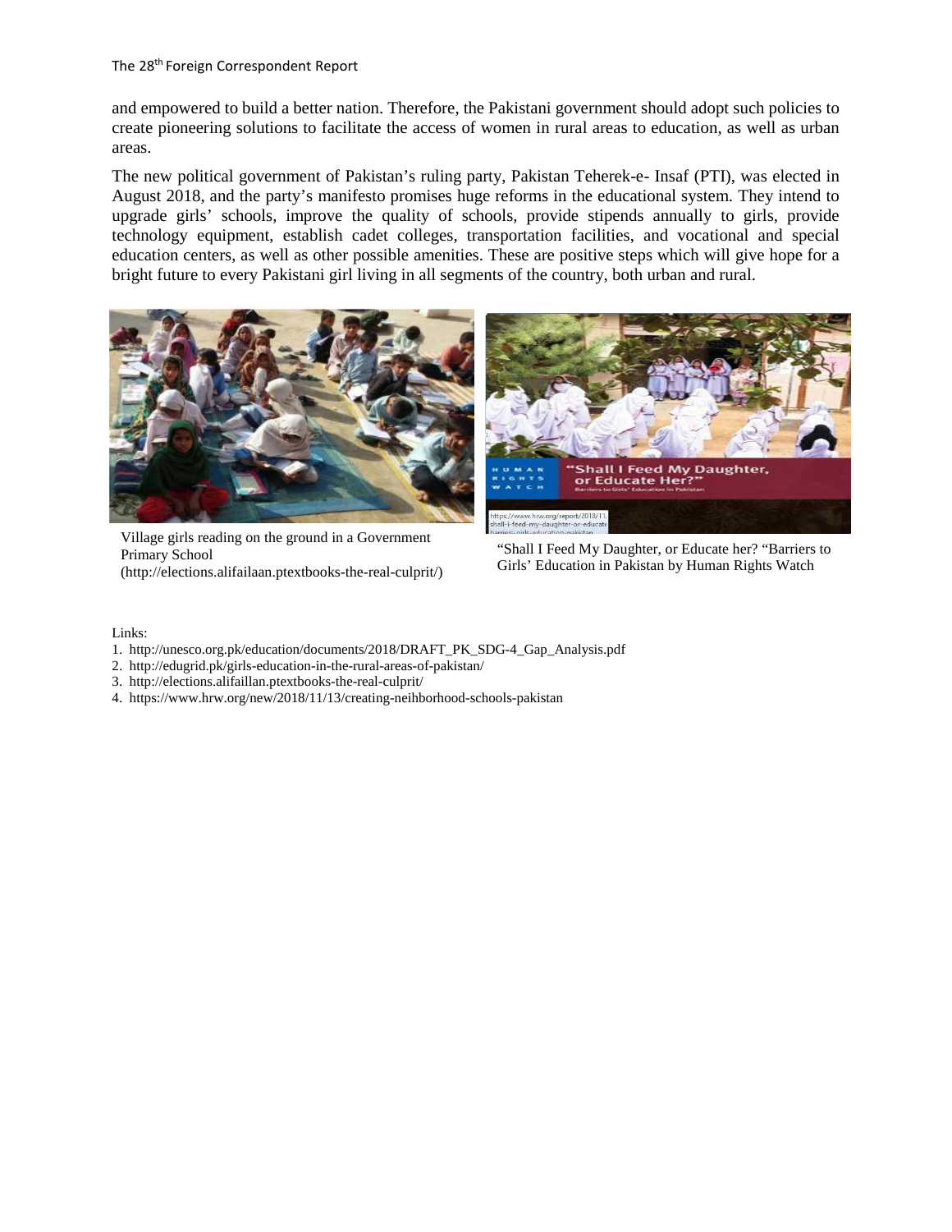and empowered to build a better nation. Therefore, the Pakistani government should adopt such policies to create pioneering solutions to facilitate the access of women in rural areas to education, as well as urban areas.

The new political government of Pakistan's ruling party, Pakistan Teherek-e- Insaf (PTI), was elected in August 2018, and the party's manifesto promises huge reforms in the educational system. They intend to upgrade girls' schools, improve the quality of schools, provide stipends annually to girls, provide technology equipment, establish cadet colleges, transportation facilities, and vocational and special education centers, as well as other possible amenities. These are positive steps which will give hope for a bright future to every Pakistani girl living in all segments of the country, both urban and rural.

Village girls reading on the ground in a Government Primary School (http://elections.alifailaan.ptextbooks-the-real-culprit/)

"Shall I Feed My Daughter, or Educate her? "Barriers to Girls' Education in Pakistan by Human Rights Watch

Links:

1. http://unesco.org.pk/education/documents/2018/DRAFT_PK_SDG-4_Gap_Analysis.pdf
2. http://edugrid.pk/girls-education-in-the-rural-areas-of-pakistan/
3. http://elections.alifaillan.ptextbooks-the-real-culprit/
4. https://www.hrw.org/new/2018/11/13/creating-neihborhood-schools-pakistan